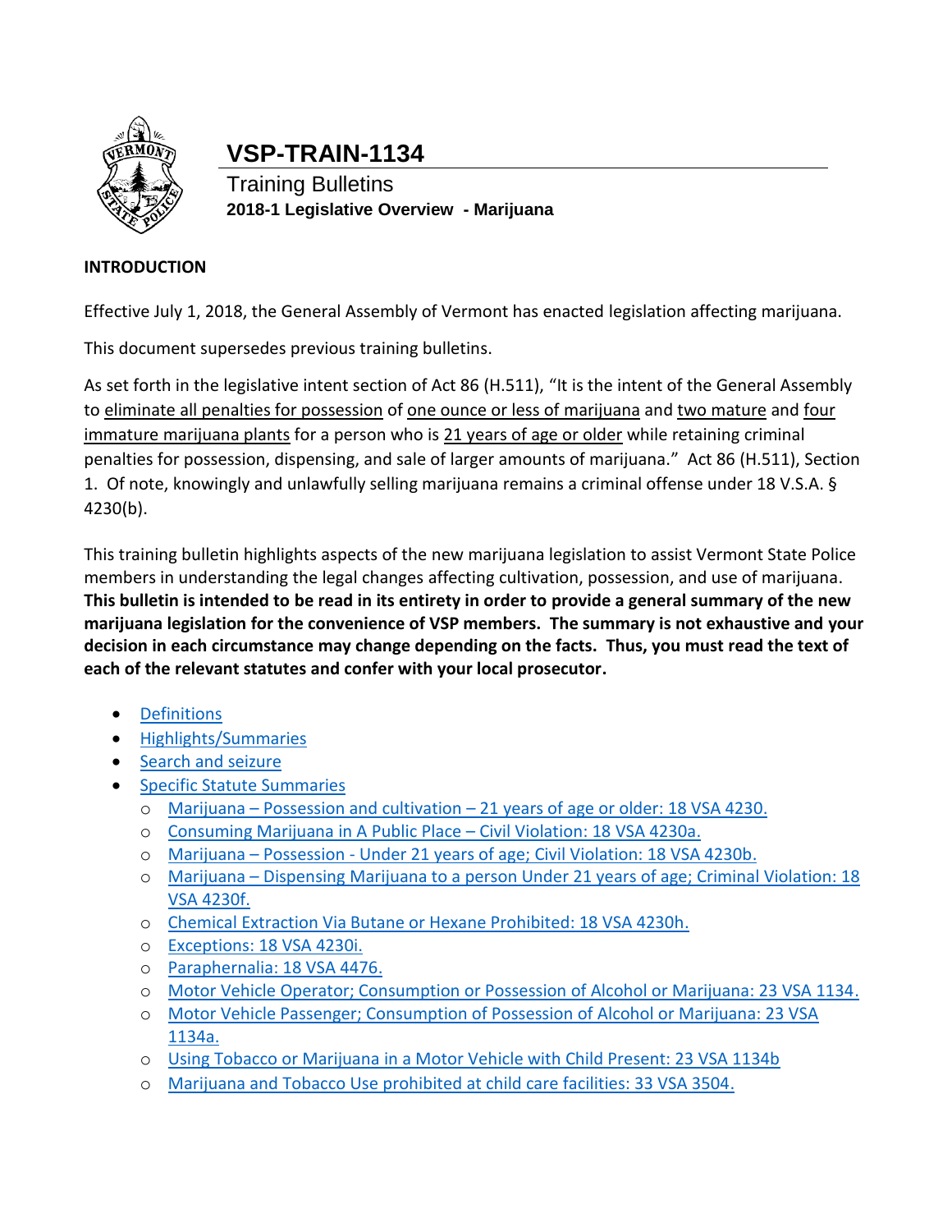# VSP-TRAIN-1134

Training Bulletins

**2018-1 Legislative Overview - Marijuana**

**INTRODUCTION**

Effective July 1, 2018, the General Assembly of Vermont has enacted legislation affecting marijuana.

This document supersedes previous training bulletins.

As set forth in the legislative intent section of Act 86 (H.511), "It is the intent of the General Assembly to eliminate all penalties for possession of one ounce or less of marijuana and two mature and four immature marijuana plants for a person who is 21 years of age or older while retaining criminal penalties for possession, dispensing, and sale of larger amounts of marijuana." Act 86 (H.511), Section 1. Of note, knowingly and unlawfully selling marijuana remains a criminal offense under 18 V.S.A. § 4230(b).

This training bulletin highlights aspects of the new marijuana legislation to assist Vermont State Police members in understanding the legal changes affecting cultivation, possession, and use of marijuana. **This bulletin is intended to be read in its entirety in order to provide a general summary of the new marijuana legislation for the convenience of VSP members. The summary is not exhaustive and your decision in each circumstance may change depending on the facts. Thus, you must read the text of each of the relevant statutes and confer with your local prosecutor.**

- Definitions
- Highlights/Summaries
- Search and seizure
- Specific Statute Summaries
  - Marijuana – Possession and cultivation – 21 years of age or older: 18 VSA 4230.
  - Consuming Marijuana in A Public Place – Civil Violation: 18 VSA 4230a.
  - Marijuana – Possession - Under 21 years of age; Civil Violation: 18 VSA 4230b.
  - Marijuana – Dispensing Marijuana to a person Under 21 years of age; Criminal Violation: 18 VSA 4230f.
  - Chemical Extraction Via Butane or Hexane Prohibited: 18 VSA 4230h.
  - Exceptions: 18 VSA 4230i.
  - Paraphernalia: 18 VSA 4476.
  - Motor Vehicle Operator; Consumption or Possession of Alcohol or Marijuana: 23 VSA 1134.
  - Motor Vehicle Passenger; Consumption of Possession of Alcohol or Marijuana: 23 VSA 1134a.
  - Using Tobacco or Marijuana in a Motor Vehicle with Child Present: 23 VSA 1134b
  - Marijuana and Tobacco Use prohibited at child care facilities: 33 VSA 3504.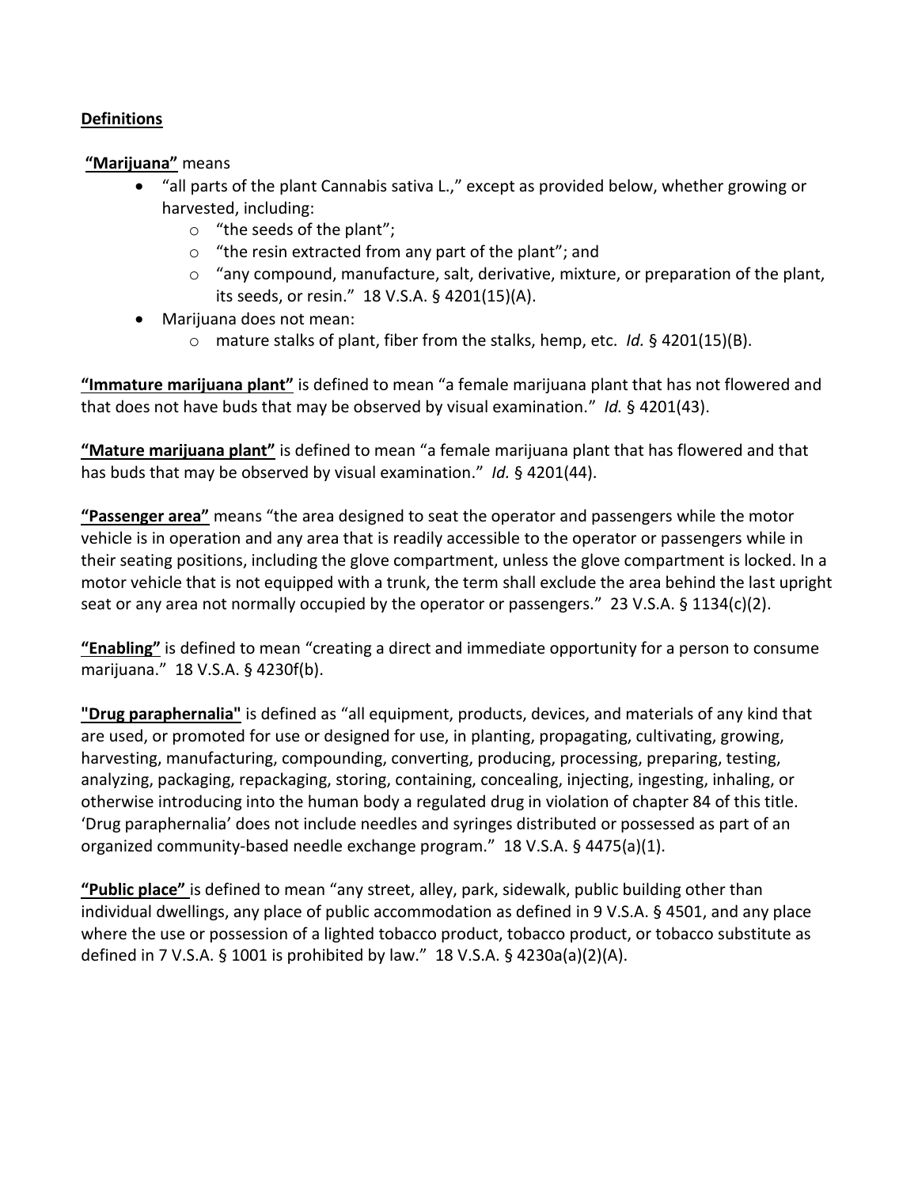**Definitions**

**"Marijuana"** means

- "all parts of the plant Cannabis sativa L.," except as provided below, whether growing or harvested, including:
  - "the seeds of the plant";
  - "the resin extracted from any part of the plant"; and
  - "any compound, manufacture, salt, derivative, mixture, or preparation of the plant, its seeds, or resin." 18 V.S.A. § 4201(15)(A).
- Marijuana does not mean:
  - mature stalks of plant, fiber from the stalks, hemp, etc. *Id.* § 4201(15)(B).

**"Immature marijuana plant"** is defined to mean "a female marijuana plant that has not flowered and that does not have buds that may be observed by visual examination." *Id.* § 4201(43).

**"Mature marijuana plant"** is defined to mean "a female marijuana plant that has flowered and that has buds that may be observed by visual examination." *Id.* § 4201(44).

**"Passenger area"** means "the area designed to seat the operator and passengers while the motor vehicle is in operation and any area that is readily accessible to the operator or passengers while in their seating positions, including the glove compartment, unless the glove compartment is locked. In a motor vehicle that is not equipped with a trunk, the term shall exclude the area behind the last upright seat or any area not normally occupied by the operator or passengers." 23 V.S.A. § 1134(c)(2).

**"Enabling"** is defined to mean "creating a direct and immediate opportunity for a person to consume marijuana." 18 V.S.A. § 4230f(b).

**"Drug paraphernalia"** is defined as "all equipment, products, devices, and materials of any kind that are used, or promoted for use or designed for use, in planting, propagating, cultivating, growing, harvesting, manufacturing, compounding, converting, producing, processing, preparing, testing, analyzing, packaging, repackaging, storing, containing, concealing, injecting, ingesting, inhaling, or otherwise introducing into the human body a regulated drug in violation of chapter 84 of this title. 'Drug paraphernalia' does not include needles and syringes distributed or possessed as part of an organized community-based needle exchange program." 18 V.S.A. § 4475(a)(1).

**"Public place"** is defined to mean "any street, alley, park, sidewalk, public building other than individual dwellings, any place of public accommodation as defined in 9 V.S.A. § 4501, and any place where the use or possession of a lighted tobacco product, tobacco product, or tobacco substitute as defined in 7 V.S.A. § 1001 is prohibited by law." 18 V.S.A. § 4230a(a)(2)(A).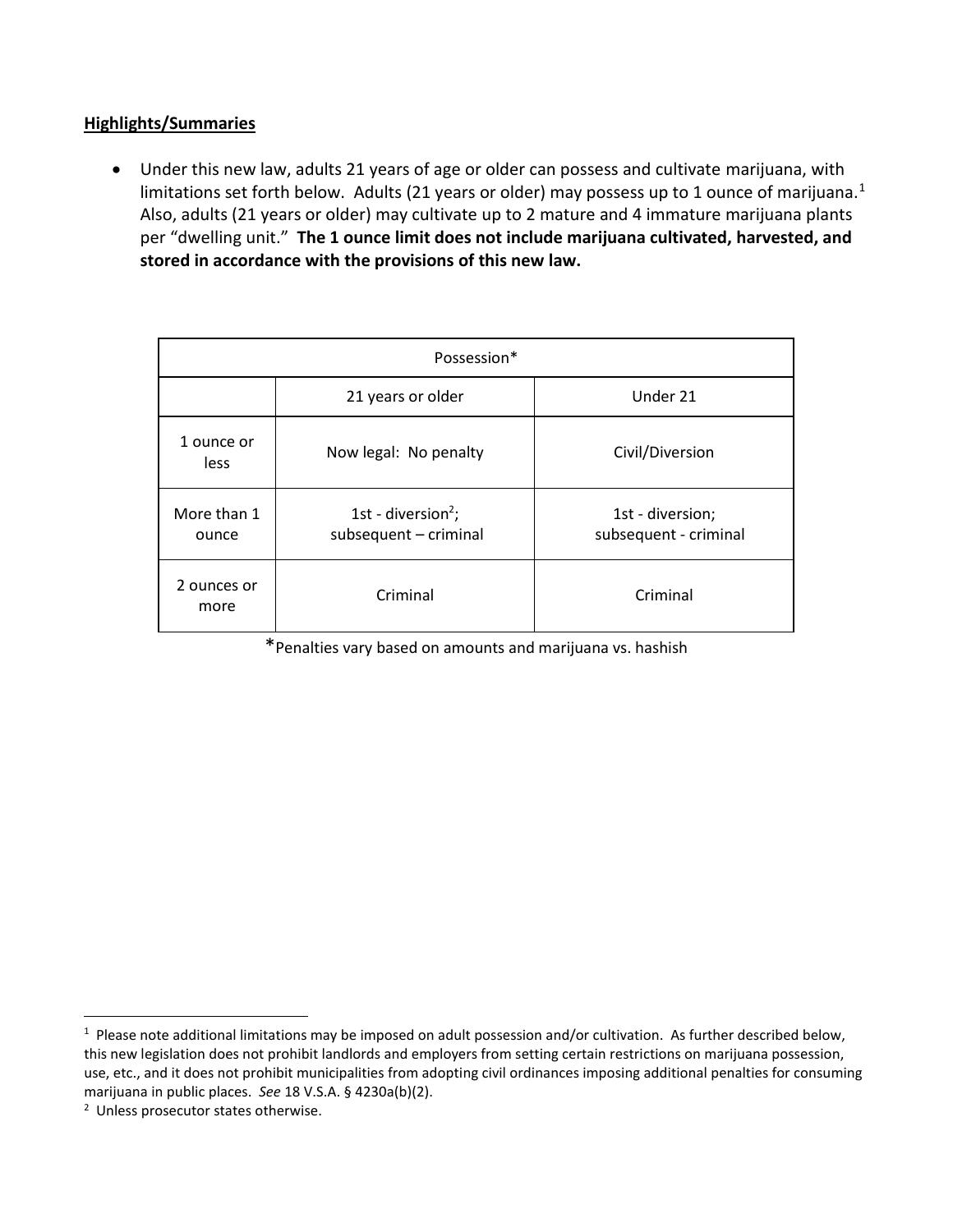**Highlights/Summaries**

- Under this new law, adults 21 years of age or older can possess and cultivate marijuana, with limitations set forth below. Adults (21 years or older) may possess up to 1 ounce of marijuana.[1] Also, adults (21 years or older) may cultivate up to 2 mature and 4 immature marijuana plants per "dwelling unit." **The 1 ounce limit does not include marijuana cultivated, harvested, and stored in accordance with the provisions of this new law.**

| Possession* | | |
|---|---|---|
| | 21 years or older | Under 21 |
| 1 ounce or less | Now legal: No penalty | Civil/Diversion |
| More than 1 ounce | 1st - diversion[2]; subsequent – criminal | 1st - diversion; subsequent - criminal |
| 2 ounces or more | Criminal | Criminal |

*Penalties vary based on amounts and marijuana vs. hashish

[1] Please note additional limitations may be imposed on adult possession and/or cultivation. As further described below, this new legislation does not prohibit landlords and employers from setting certain restrictions on marijuana possession, use, etc., and it does not prohibit municipalities from adopting civil ordinances imposing additional penalties for consuming marijuana in public places. *See* 18 V.S.A. § 4230a(b)(2).

[2] Unless prosecutor states otherwise.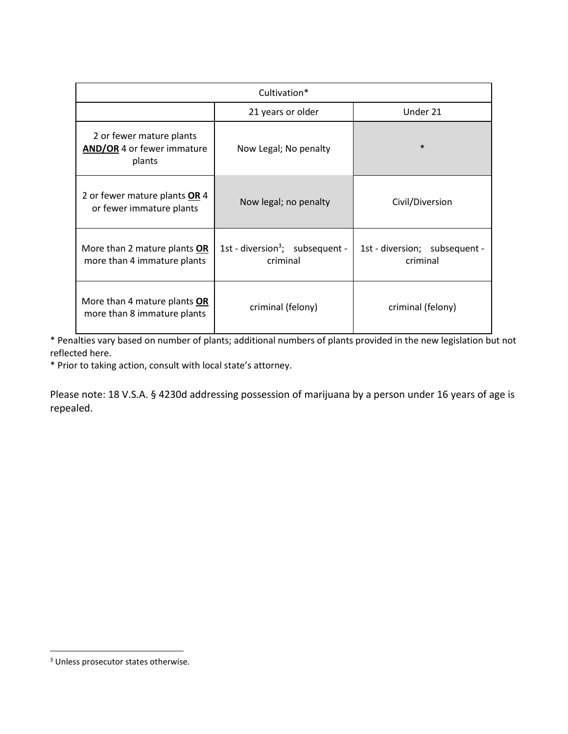| Cultivation* | | |
|---|---|---|
| | 21 years or older | Under 21 |
| 2 or fewer mature plants **AND/OR** 4 or fewer immature plants | Now Legal; No penalty | * |
| 2 or fewer mature plants **OR** 4 or fewer immature plants | Now legal; no penalty | Civil/Diversion |
| More than 2 mature plants **OR** more than 4 immature plants | 1st - diversion[3]; subsequent - criminal | 1st - diversion; subsequent - criminal |
| More than 4 mature plants **OR** more than 8 immature plants | criminal (felony) | criminal (felony) |

* Penalties vary based on number of plants; additional numbers of plants provided in the new legislation but not reflected here.
* Prior to taking action, consult with local state's attorney.

Please note: 18 V.S.A. § 4230d addressing possession of marijuana by a person under 16 years of age is repealed.

[3] Unless prosecutor states otherwise.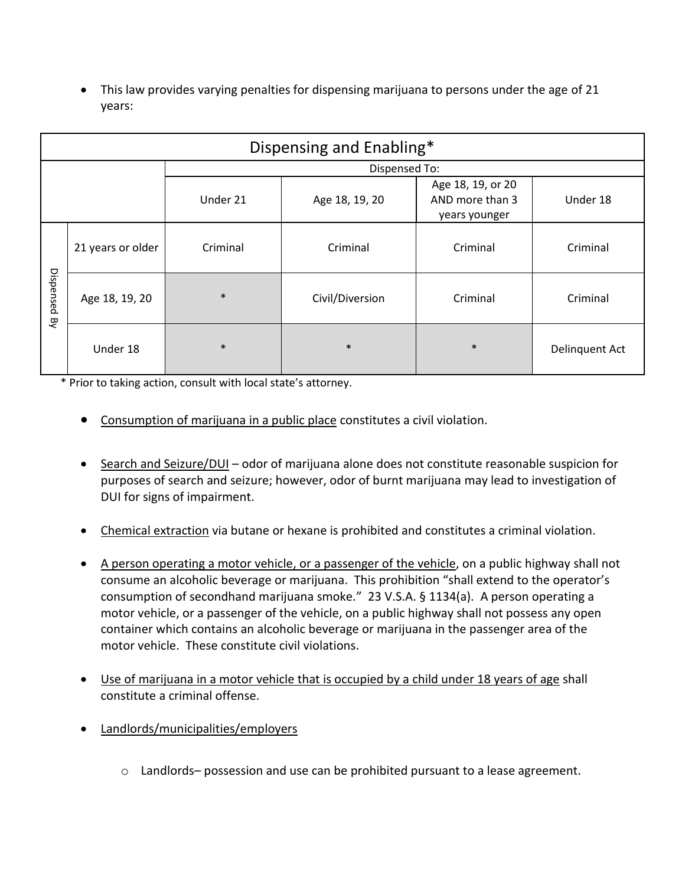- This law provides varying penalties for dispensing marijuana to persons under the age of 21 years:

| Dispensing and Enabling* | | | | | |
|---|---|---|---|---|---|
| | | Dispensed To: | | | |
| | | Under 21 | Age 18, 19, 20 | Age 18, 19, or 20 AND more than 3 years younger | Under 18 |
| Dispensed By | 21 years or older | Criminal | Criminal | Criminal | Criminal |
| | Age 18, 19, 20 | * | Civil/Diversion | Criminal | Criminal |
| | Under 18 | * | * | * | Delinquent Act |

\* Prior to taking action, consult with local state's attorney.

- Consumption of marijuana in a public place constitutes a civil violation.

- Search and Seizure/DUI – odor of marijuana alone does not constitute reasonable suspicion for purposes of search and seizure; however, odor of burnt marijuana may lead to investigation of DUI for signs of impairment.

- Chemical extraction via butane or hexane is prohibited and constitutes a criminal violation.

- A person operating a motor vehicle, or a passenger of the vehicle, on a public highway shall not consume an alcoholic beverage or marijuana. This prohibition "shall extend to the operator's consumption of secondhand marijuana smoke." 23 V.S.A. § 1134(a). A person operating a motor vehicle, or a passenger of the vehicle, on a public highway shall not possess any open container which contains an alcoholic beverage or marijuana in the passenger area of the motor vehicle. These constitute civil violations.

- Use of marijuana in a motor vehicle that is occupied by a child under 18 years of age shall constitute a criminal offense.

- Landlords/municipalities/employers

  - Landlords– possession and use can be prohibited pursuant to a lease agreement.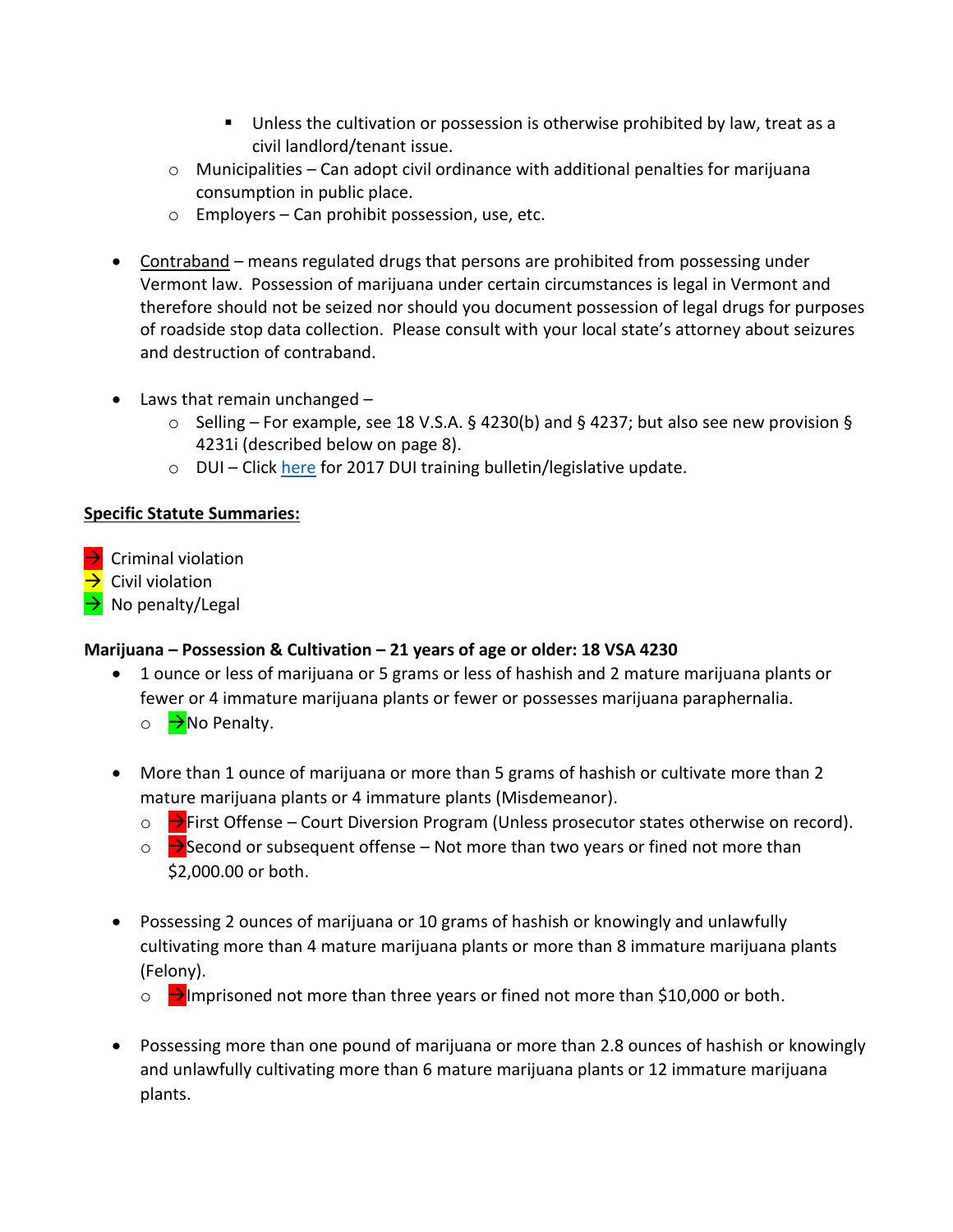- Unless the cultivation or possession is otherwise prohibited by law, treat as a civil landlord/tenant issue.
    - Municipalities – Can adopt civil ordinance with additional penalties for marijuana consumption in public place.
    - Employers – Can prohibit possession, use, etc.

- <u>Contraband</u> – means regulated drugs that persons are prohibited from possessing under Vermont law. Possession of marijuana under certain circumstances is legal in Vermont and therefore should not be seized nor should you document possession of legal drugs for purposes of roadside stop data collection. Please consult with your local state's attorney about seizures and destruction of contraband.

- Laws that remain unchanged –
    - Selling – For example, see 18 V.S.A. § 4230(b) and § 4237; but also see new provision § 4231i (described below on page 8).
    - DUI – Click here for 2017 DUI training bulletin/legislative update.

**<u>Specific Statute Summaries:</u>**

→ Criminal violation
→ Civil violation
→ No penalty/Legal

**Marijuana – Possession & Cultivation – 21 years of age or older: 18 VSA 4230**

- 1 ounce or less of marijuana or 5 grams or less of hashish and 2 mature marijuana plants or fewer or 4 immature marijuana plants or fewer or possesses marijuana paraphernalia.
    - →No Penalty.

- More than 1 ounce of marijuana or more than 5 grams of hashish or cultivate more than 2 mature marijuana plants or 4 immature plants (Misdemeanor).
    - →First Offense – Court Diversion Program (Unless prosecutor states otherwise on record).
    - →Second or subsequent offense – Not more than two years or fined not more than $2,000.00 or both.

- Possessing 2 ounces of marijuana or 10 grams of hashish or knowingly and unlawfully cultivating more than 4 mature marijuana plants or more than 8 immature marijuana plants (Felony).
    - →Imprisoned not more than three years or fined not more than $10,000 or both.

- Possessing more than one pound of marijuana or more than 2.8 ounces of hashish or knowingly and unlawfully cultivating more than 6 mature marijuana plants or 12 immature marijuana plants.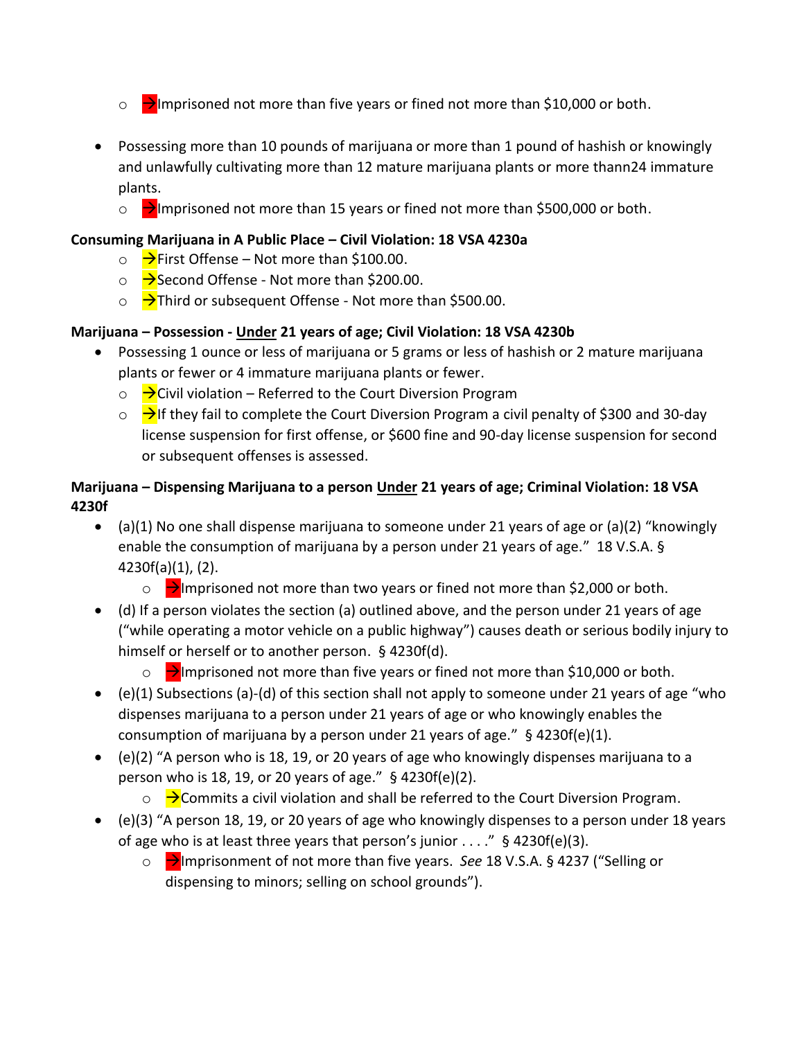- → Imprisoned not more than five years or fined not more than $10,000 or both.

- Possessing more than 10 pounds of marijuana or more than 1 pound of hashish or knowingly and unlawfully cultivating more than 12 mature marijuana plants or more thann24 immature plants.
  - → Imprisoned not more than 15 years or fined not more than $500,000 or both.

**Consuming Marijuana in A Public Place – Civil Violation: 18 VSA 4230a**

- → First Offense – Not more than $100.00.
- → Second Offense - Not more than $200.00.
- → Third or subsequent Offense - Not more than $500.00.

**Marijuana – Possession - <u>Under</u> 21 years of age; Civil Violation: 18 VSA 4230b**

- Possessing 1 ounce or less of marijuana or 5 grams or less of hashish or 2 mature marijuana plants or fewer or 4 immature marijuana plants or fewer.
  - → Civil violation – Referred to the Court Diversion Program
  - → If they fail to complete the Court Diversion Program a civil penalty of $300 and 30-day license suspension for first offense, or $600 fine and 90-day license suspension for second or subsequent offenses is assessed.

**Marijuana – Dispensing Marijuana to a person <u>Under</u> 21 years of age; Criminal Violation: 18 VSA 4230f**

- (a)(1) No one shall dispense marijuana to someone under 21 years of age or (a)(2) "knowingly enable the consumption of marijuana by a person under 21 years of age." 18 V.S.A. § 4230f(a)(1), (2).
  - → Imprisoned not more than two years or fined not more than $2,000 or both.
- (d) If a person violates the section (a) outlined above, and the person under 21 years of age ("while operating a motor vehicle on a public highway") causes death or serious bodily injury to himself or herself or to another person. § 4230f(d).
  - → Imprisoned not more than five years or fined not more than $10,000 or both.
- (e)(1) Subsections (a)-(d) of this section shall not apply to someone under 21 years of age "who dispenses marijuana to a person under 21 years of age or who knowingly enables the consumption of marijuana by a person under 21 years of age." § 4230f(e)(1).
- (e)(2) "A person who is 18, 19, or 20 years of age who knowingly dispenses marijuana to a person who is 18, 19, or 20 years of age." § 4230f(e)(2).
  - → Commits a civil violation and shall be referred to the Court Diversion Program.
- (e)(3) "A person 18, 19, or 20 years of age who knowingly dispenses to a person under 18 years of age who is at least three years that person's junior . . . ." § 4230f(e)(3).
  - → Imprisonment of not more than five years. *See* 18 V.S.A. § 4237 ("Selling or dispensing to minors; selling on school grounds").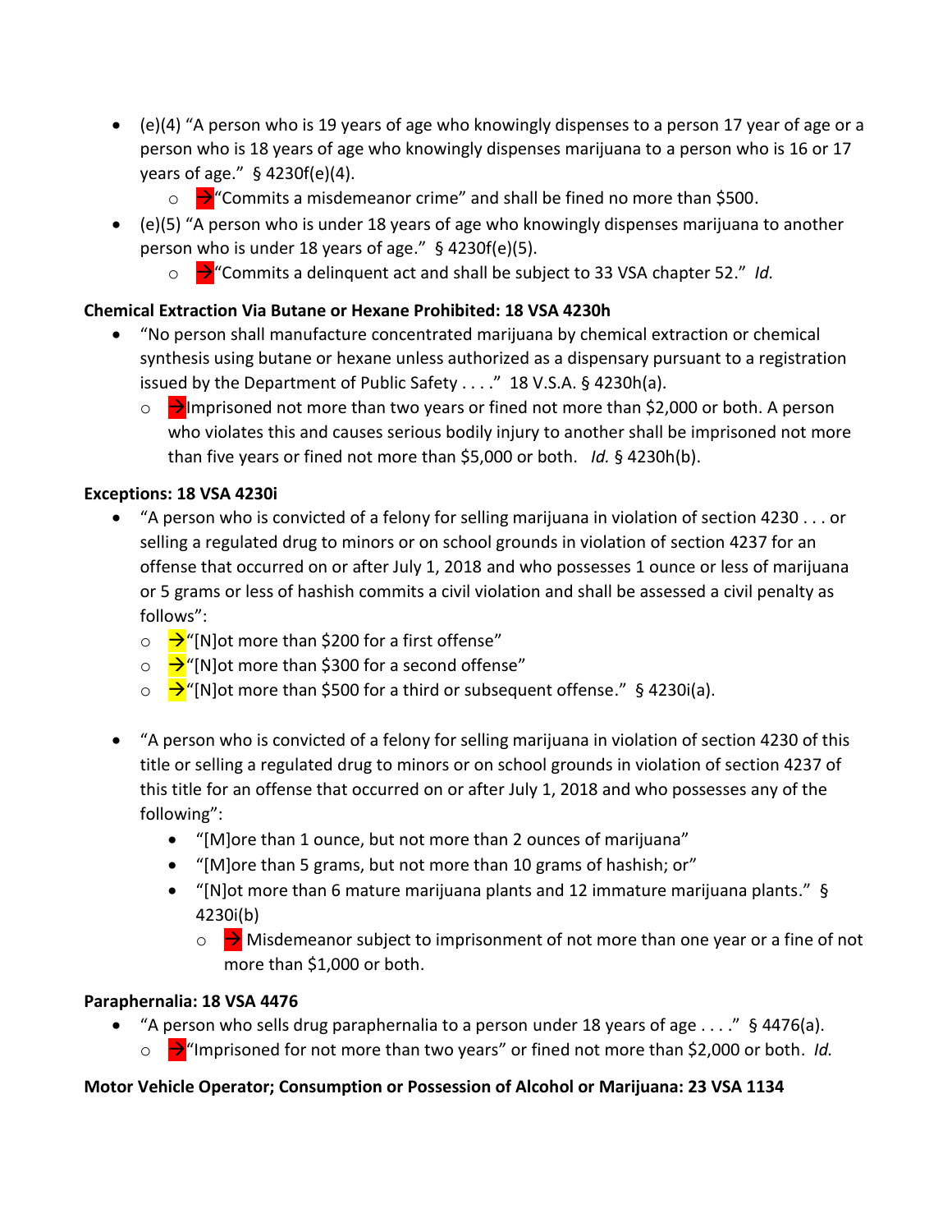- (e)(4) "A person who is 19 years of age who knowingly dispenses to a person 17 year of age or a person who is 18 years of age who knowingly dispenses marijuana to a person who is 16 or 17 years of age." § 4230f(e)(4).
  - →"Commits a misdemeanor crime" and shall be fined no more than $500.
- (e)(5) "A person who is under 18 years of age who knowingly dispenses marijuana to another person who is under 18 years of age." § 4230f(e)(5).
  - →"Commits a delinquent act and shall be subject to 33 VSA chapter 52." *Id.*

**Chemical Extraction Via Butane or Hexane Prohibited: 18 VSA 4230h**

- "No person shall manufacture concentrated marijuana by chemical extraction or chemical synthesis using butane or hexane unless authorized as a dispensary pursuant to a registration issued by the Department of Public Safety . . . ." 18 V.S.A. § 4230h(a).
  - →Imprisoned not more than two years or fined not more than $2,000 or both. A person who violates this and causes serious bodily injury to another shall be imprisoned not more than five years or fined not more than $5,000 or both. *Id.* § 4230h(b).

**Exceptions: 18 VSA 4230i**

- "A person who is convicted of a felony for selling marijuana in violation of section 4230 . . . or selling a regulated drug to minors or on school grounds in violation of section 4237 for an offense that occurred on or after July 1, 2018 and who possesses 1 ounce or less of marijuana or 5 grams or less of hashish commits a civil violation and shall be assessed a civil penalty as follows":
  - →"[N]ot more than $200 for a first offense"
  - →"[N]ot more than $300 for a second offense"
  - →"[N]ot more than $500 for a third or subsequent offense." § 4230i(a).

- "A person who is convicted of a felony for selling marijuana in violation of section 4230 of this title or selling a regulated drug to minors or on school grounds in violation of section 4237 of this title for an offense that occurred on or after July 1, 2018 and who possesses any of the following":
  - "[M]ore than 1 ounce, but not more than 2 ounces of marijuana"
  - "[M]ore than 5 grams, but not more than 10 grams of hashish; or"
  - "[N]ot more than 6 mature marijuana plants and 12 immature marijuana plants." § 4230i(b)
    - → Misdemeanor subject to imprisonment of not more than one year or a fine of not more than $1,000 or both.

**Paraphernalia: 18 VSA 4476**

- "A person who sells drug paraphernalia to a person under 18 years of age . . . ." § 4476(a).
  - →"Imprisoned for not more than two years" or fined not more than $2,000 or both. *Id.*

**Motor Vehicle Operator; Consumption or Possession of Alcohol or Marijuana: 23 VSA 1134**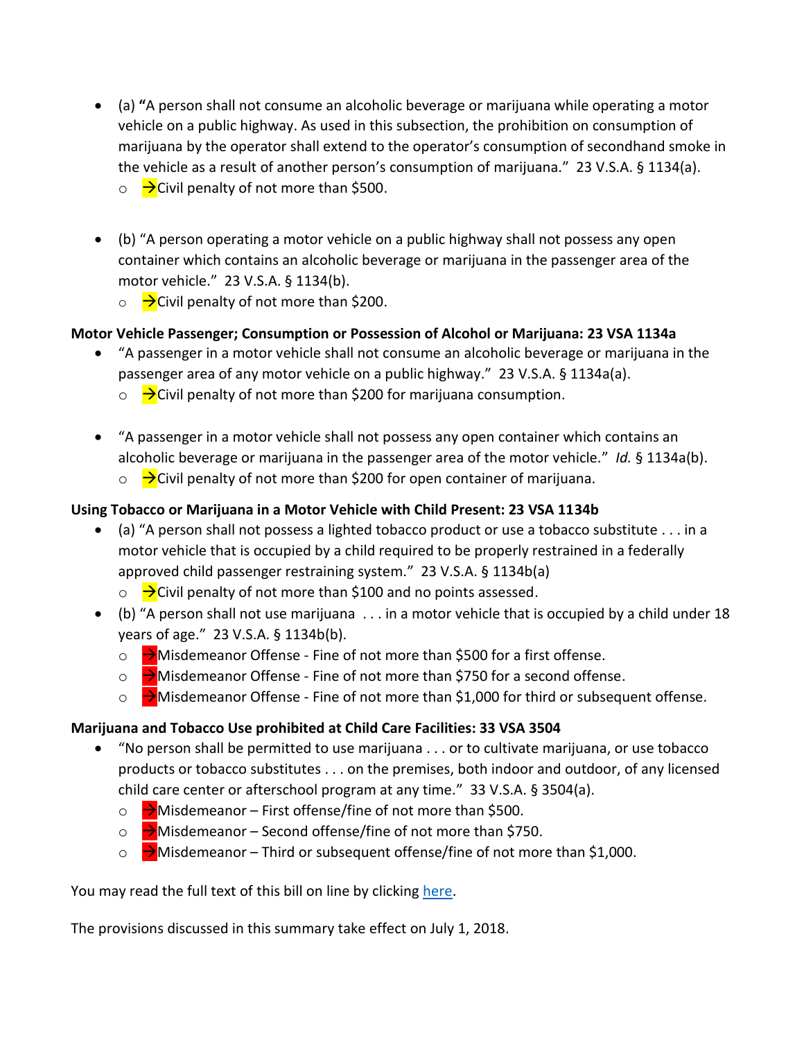- (a) **"**A person shall not consume an alcoholic beverage or marijuana while operating a motor vehicle on a public highway. As used in this subsection, the prohibition on consumption of marijuana by the operator shall extend to the operator's consumption of secondhand smoke in the vehicle as a result of another person's consumption of marijuana." 23 V.S.A. § 1134(a).
  - →Civil penalty of not more than $500.

- (b) "A person operating a motor vehicle on a public highway shall not possess any open container which contains an alcoholic beverage or marijuana in the passenger area of the motor vehicle." 23 V.S.A. § 1134(b).
  - →Civil penalty of not more than $200.

**Motor Vehicle Passenger; Consumption or Possession of Alcohol or Marijuana: 23 VSA 1134a**

- "A passenger in a motor vehicle shall not consume an alcoholic beverage or marijuana in the passenger area of any motor vehicle on a public highway." 23 V.S.A. § 1134a(a).
  - →Civil penalty of not more than $200 for marijuana consumption.

- "A passenger in a motor vehicle shall not possess any open container which contains an alcoholic beverage or marijuana in the passenger area of the motor vehicle." *Id.* § 1134a(b).
  - →Civil penalty of not more than $200 for open container of marijuana.

**Using Tobacco or Marijuana in a Motor Vehicle with Child Present: 23 VSA 1134b**

- (a) "A person shall not possess a lighted tobacco product or use a tobacco substitute . . . in a motor vehicle that is occupied by a child required to be properly restrained in a federally approved child passenger restraining system." 23 V.S.A. § 1134b(a)
  - →Civil penalty of not more than $100 and no points assessed.
- (b) "A person shall not use marijuana . . . in a motor vehicle that is occupied by a child under 18 years of age." 23 V.S.A. § 1134b(b).
  - →Misdemeanor Offense - Fine of not more than $500 for a first offense.
  - →Misdemeanor Offense - Fine of not more than $750 for a second offense.
  - →Misdemeanor Offense - Fine of not more than $1,000 for third or subsequent offense.

**Marijuana and Tobacco Use prohibited at Child Care Facilities: 33 VSA 3504**

- "No person shall be permitted to use marijuana . . . or to cultivate marijuana, or use tobacco products or tobacco substitutes . . . on the premises, both indoor and outdoor, of any licensed child care center or afterschool program at any time." 33 V.S.A. § 3504(a).
  - →Misdemeanor – First offense/fine of not more than $500.
  - →Misdemeanor – Second offense/fine of not more than $750.
  - →Misdemeanor – Third or subsequent offense/fine of not more than $1,000.

You may read the full text of this bill on line by clicking here.

The provisions discussed in this summary take effect on July 1, 2018.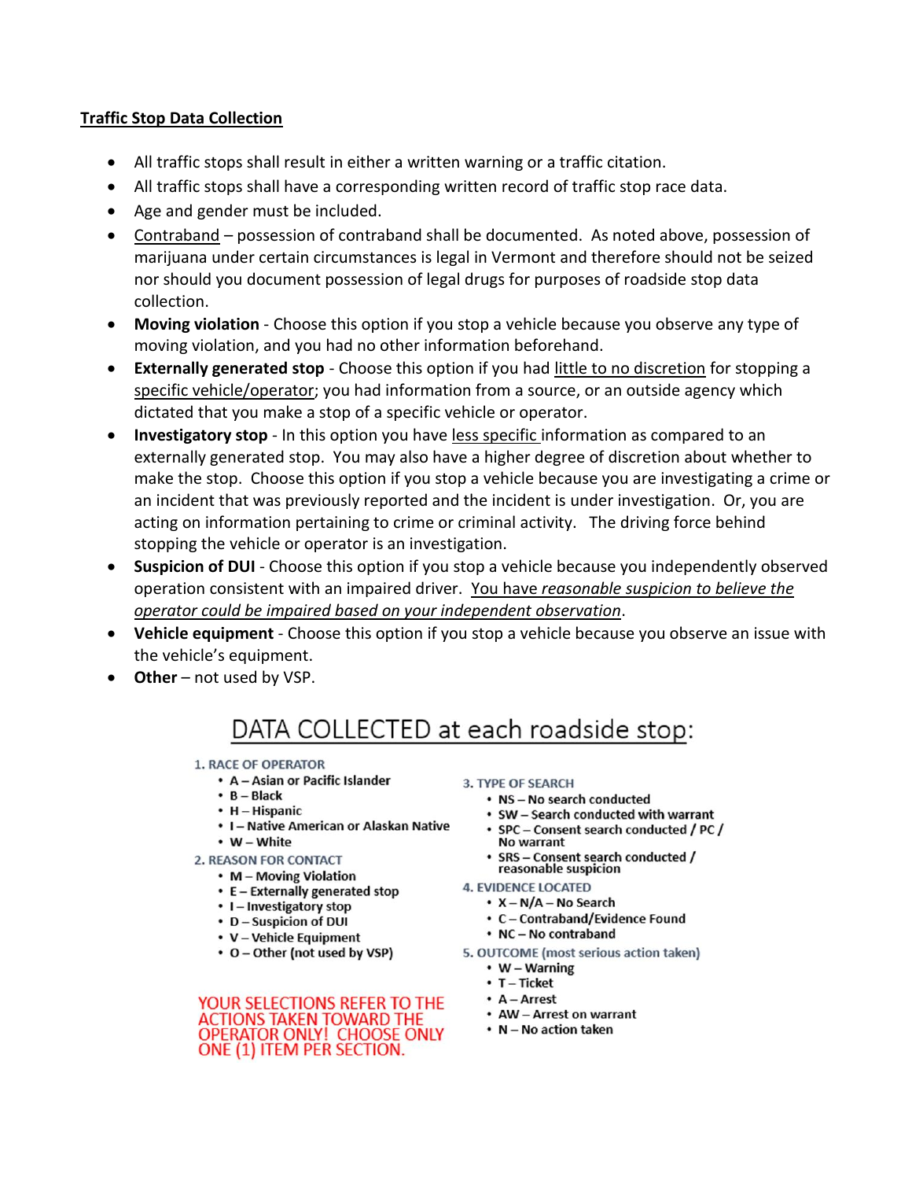**Traffic Stop Data Collection**

- All traffic stops shall result in either a written warning or a traffic citation.
- All traffic stops shall have a corresponding written record of traffic stop race data.
- Age and gender must be included.
- Contraband – possession of contraband shall be documented. As noted above, possession of marijuana under certain circumstances is legal in Vermont and therefore should not be seized nor should you document possession of legal drugs for purposes of roadside stop data collection.
- **Moving violation** - Choose this option if you stop a vehicle because you observe any type of moving violation, and you had no other information beforehand.
- **Externally generated stop** - Choose this option if you had little to no discretion for stopping a specific vehicle/operator; you had information from a source, or an outside agency which dictated that you make a stop of a specific vehicle or operator.
- **Investigatory stop** - In this option you have less specific information as compared to an externally generated stop. You may also have a higher degree of discretion about whether to make the stop. Choose this option if you stop a vehicle because you are investigating a crime or an incident that was previously reported and the incident is under investigation. Or, you are acting on information pertaining to crime or criminal activity. The driving force behind stopping the vehicle or operator is an investigation.
- **Suspicion of DUI** - Choose this option if you stop a vehicle because you independently observed operation consistent with an impaired driver. You have *reasonable suspicion to believe the operator could be impaired based on your independent observation*.
- **Vehicle equipment** - Choose this option if you stop a vehicle because you observe an issue with the vehicle's equipment.
- **Other** – not used by VSP.

## DATA COLLECTED at each roadside stop:

1. RACE OF OPERATOR
   - A – Asian or Pacific Islander
   - B – Black
   - H – Hispanic
   - I – Native American or Alaskan Native
   - W – White
2. REASON FOR CONTACT
   - M – Moving Violation
   - E – Externally generated stop
   - I – Investigatory stop
   - D – Suspicion of DUI
   - V – Vehicle Equipment
   - O – Other (not used by VSP)

YOUR SELECTIONS REFER TO THE ACTIONS TAKEN TOWARD THE OPERATOR ONLY! CHOOSE ONLY ONE (1) ITEM PER SECTION.

3. TYPE OF SEARCH
   - NS – No search conducted
   - SW – Search conducted with warrant
   - SPC – Consent search conducted / PC / No warrant
   - SRS – Consent search conducted / reasonable suspicion
4. EVIDENCE LOCATED
   - X – N/A – No Search
   - C – Contraband/Evidence Found
   - NC – No contraband
5. OUTCOME (most serious action taken)
   - W – Warning
   - T – Ticket
   - A – Arrest
   - AW – Arrest on warrant
   - N – No action taken